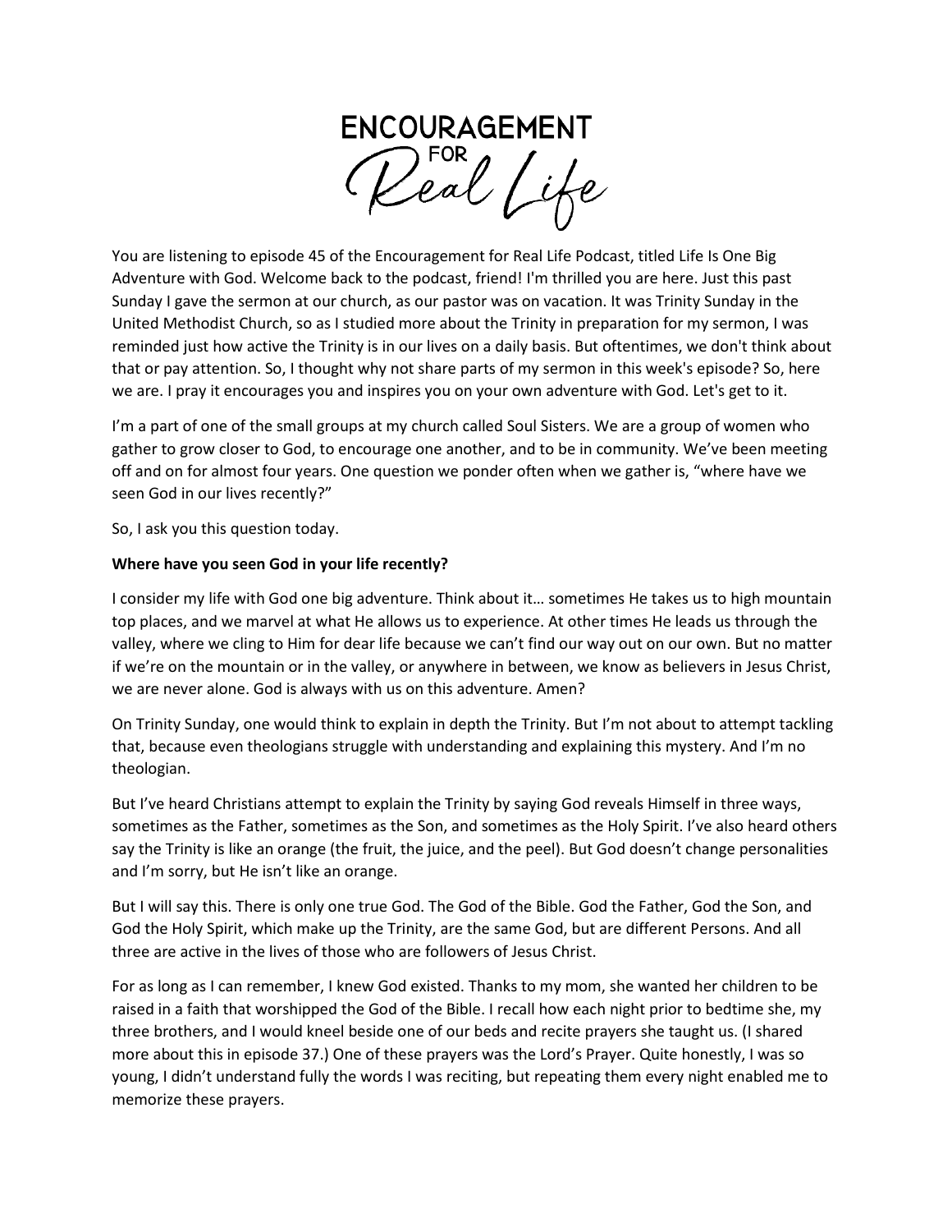# ENCOURAGEMENT FOR Real Life

You are listening to episode 45 of the Encouragement for Real Life Podcast, titled Life Is One Big Adventure with God. Welcome back to the podcast, friend! I'm thrilled you are here. Just this past Sunday I gave the sermon at our church, as our pastor was on vacation. It was Trinity Sunday in the United Methodist Church, so as I studied more about the Trinity in preparation for my sermon, I was reminded just how active the Trinity is in our lives on a daily basis. But oftentimes, we don't think about that or pay attention. So, I thought why not share parts of my sermon in this week's episode? So, here we are. I pray it encourages you and inspires you on your own adventure with God. Let's get to it.

I'm a part of one of the small groups at my church called Soul Sisters. We are a group of women who gather to grow closer to God, to encourage one another, and to be in community. We've been meeting off and on for almost four years. One question we ponder often when we gather is, "where have we seen God in our lives recently?"

So, I ask you this question today.

**Where have you seen God in your life recently?**

I consider my life with God one big adventure. Think about it… sometimes He takes us to high mountain top places, and we marvel at what He allows us to experience. At other times He leads us through the valley, where we cling to Him for dear life because we can't find our way out on our own. But no matter if we're on the mountain or in the valley, or anywhere in between, we know as believers in Jesus Christ, we are never alone. God is always with us on this adventure. Amen?

On Trinity Sunday, one would think to explain in depth the Trinity. But I'm not about to attempt tackling that, because even theologians struggle with understanding and explaining this mystery. And I'm no theologian.

But I've heard Christians attempt to explain the Trinity by saying God reveals Himself in three ways, sometimes as the Father, sometimes as the Son, and sometimes as the Holy Spirit. I've also heard others say the Trinity is like an orange (the fruit, the juice, and the peel). But God doesn't change personalities and I'm sorry, but He isn't like an orange.

But I will say this. There is only one true God. The God of the Bible. God the Father, God the Son, and God the Holy Spirit, which make up the Trinity, are the same God, but are different Persons. And all three are active in the lives of those who are followers of Jesus Christ.

For as long as I can remember, I knew God existed. Thanks to my mom, she wanted her children to be raised in a faith that worshipped the God of the Bible. I recall how each night prior to bedtime she, my three brothers, and I would kneel beside one of our beds and recite prayers she taught us. (I shared more about this in episode 37.) One of these prayers was the Lord's Prayer. Quite honestly, I was so young, I didn't understand fully the words I was reciting, but repeating them every night enabled me to memorize these prayers.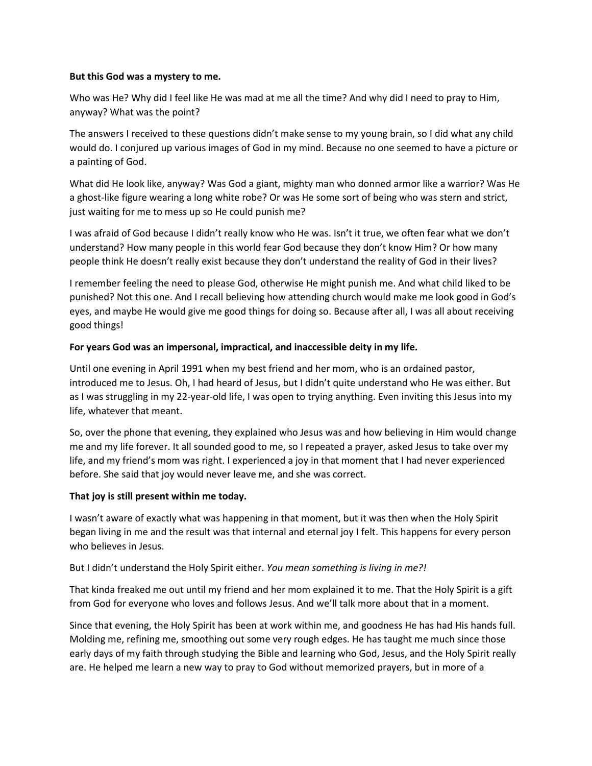**But this God was a mystery to me.**

Who was He? Why did I feel like He was mad at me all the time? And why did I need to pray to Him, anyway? What was the point?

The answers I received to these questions didn't make sense to my young brain, so I did what any child would do. I conjured up various images of God in my mind. Because no one seemed to have a picture or a painting of God.

What did He look like, anyway? Was God a giant, mighty man who donned armor like a warrior? Was He a ghost-like figure wearing a long white robe? Or was He some sort of being who was stern and strict, just waiting for me to mess up so He could punish me?

I was afraid of God because I didn't really know who He was. Isn't it true, we often fear what we don't understand? How many people in this world fear God because they don't know Him? Or how many people think He doesn't really exist because they don't understand the reality of God in their lives?

I remember feeling the need to please God, otherwise He might punish me. And what child liked to be punished? Not this one. And I recall believing how attending church would make me look good in God's eyes, and maybe He would give me good things for doing so. Because after all, I was all about receiving good things!

**For years God was an impersonal, impractical, and inaccessible deity in my life.**

Until one evening in April 1991 when my best friend and her mom, who is an ordained pastor, introduced me to Jesus. Oh, I had heard of Jesus, but I didn't quite understand who He was either. But as I was struggling in my 22-year-old life, I was open to trying anything. Even inviting this Jesus into my life, whatever that meant.

So, over the phone that evening, they explained who Jesus was and how believing in Him would change me and my life forever. It all sounded good to me, so I repeated a prayer, asked Jesus to take over my life, and my friend's mom was right. I experienced a joy in that moment that I had never experienced before. She said that joy would never leave me, and she was correct.

**That joy is still present within me today.**

I wasn't aware of exactly what was happening in that moment, but it was then when the Holy Spirit began living in me and the result was that internal and eternal joy I felt. This happens for every person who believes in Jesus.

But I didn't understand the Holy Spirit either. *You mean something is living in me?!*

That kinda freaked me out until my friend and her mom explained it to me. That the Holy Spirit is a gift from God for everyone who loves and follows Jesus. And we'll talk more about that in a moment.

Since that evening, the Holy Spirit has been at work within me, and goodness He has had His hands full. Molding me, refining me, smoothing out some very rough edges. He has taught me much since those early days of my faith through studying the Bible and learning who God, Jesus, and the Holy Spirit really are. He helped me learn a new way to pray to God without memorized prayers, but in more of a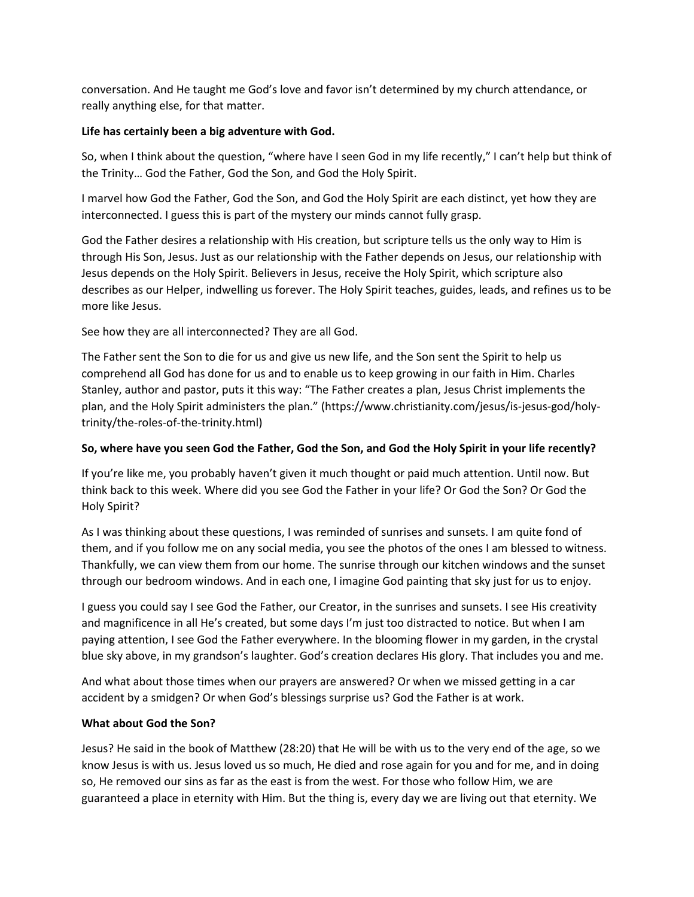conversation. And He taught me God's love and favor isn't determined by my church attendance, or really anything else, for that matter.

**Life has certainly been a big adventure with God.**

So, when I think about the question, "where have I seen God in my life recently," I can't help but think of the Trinity… God the Father, God the Son, and God the Holy Spirit.

I marvel how God the Father, God the Son, and God the Holy Spirit are each distinct, yet how they are interconnected. I guess this is part of the mystery our minds cannot fully grasp.

God the Father desires a relationship with His creation, but scripture tells us the only way to Him is through His Son, Jesus. Just as our relationship with the Father depends on Jesus, our relationship with Jesus depends on the Holy Spirit. Believers in Jesus, receive the Holy Spirit, which scripture also describes as our Helper, indwelling us forever. The Holy Spirit teaches, guides, leads, and refines us to be more like Jesus.

See how they are all interconnected? They are all God.

The Father sent the Son to die for us and give us new life, and the Son sent the Spirit to help us comprehend all God has done for us and to enable us to keep growing in our faith in Him. Charles Stanley, author and pastor, puts it this way: "The Father creates a plan, Jesus Christ implements the plan, and the Holy Spirit administers the plan." (https://www.christianity.com/jesus/is-jesus-god/holy-trinity/the-roles-of-the-trinity.html)

**So, where have you seen God the Father, God the Son, and God the Holy Spirit in your life recently?**

If you're like me, you probably haven't given it much thought or paid much attention. Until now. But think back to this week. Where did you see God the Father in your life? Or God the Son? Or God the Holy Spirit?

As I was thinking about these questions, I was reminded of sunrises and sunsets. I am quite fond of them, and if you follow me on any social media, you see the photos of the ones I am blessed to witness. Thankfully, we can view them from our home. The sunrise through our kitchen windows and the sunset through our bedroom windows. And in each one, I imagine God painting that sky just for us to enjoy.

I guess you could say I see God the Father, our Creator, in the sunrises and sunsets. I see His creativity and magnificence in all He's created, but some days I'm just too distracted to notice. But when I am paying attention, I see God the Father everywhere. In the blooming flower in my garden, in the crystal blue sky above, in my grandson's laughter. God's creation declares His glory. That includes you and me.

And what about those times when our prayers are answered? Or when we missed getting in a car accident by a smidgen? Or when God's blessings surprise us? God the Father is at work.

**What about God the Son?**

Jesus? He said in the book of Matthew (28:20) that He will be with us to the very end of the age, so we know Jesus is with us. Jesus loved us so much, He died and rose again for you and for me, and in doing so, He removed our sins as far as the east is from the west. For those who follow Him, we are guaranteed a place in eternity with Him. But the thing is, every day we are living out that eternity. We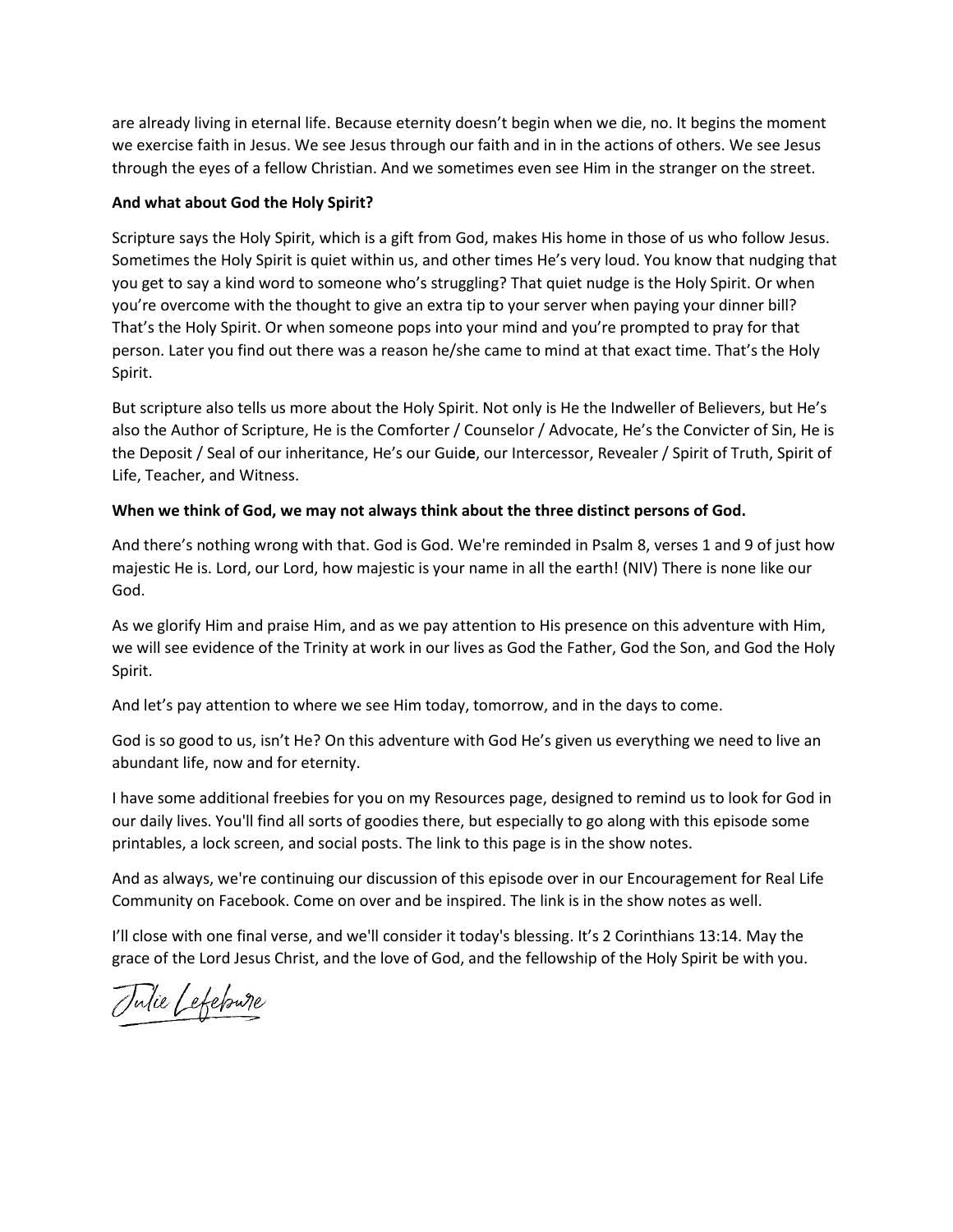are already living in eternal life. Because eternity doesn't begin when we die, no. It begins the moment we exercise faith in Jesus. We see Jesus through our faith and in in the actions of others. We see Jesus through the eyes of a fellow Christian. And we sometimes even see Him in the stranger on the street.

**And what about God the Holy Spirit?**

Scripture says the Holy Spirit, which is a gift from God, makes His home in those of us who follow Jesus. Sometimes the Holy Spirit is quiet within us, and other times He's very loud. You know that nudging that you get to say a kind word to someone who's struggling? That quiet nudge is the Holy Spirit. Or when you're overcome with the thought to give an extra tip to your server when paying your dinner bill? That's the Holy Spirit. Or when someone pops into your mind and you're prompted to pray for that person. Later you find out there was a reason he/she came to mind at that exact time. That's the Holy Spirit.

But scripture also tells us more about the Holy Spirit. Not only is He the Indweller of Believers, but He's also the Author of Scripture, He is the Comforter / Counselor / Advocate, He's the Convicter of Sin, He is the Deposit / Seal of our inheritance, He's our Guid**e**, our Intercessor, Revealer / Spirit of Truth, Spirit of Life, Teacher, and Witness.

**When we think of God, we may not always think about the three distinct persons of God.**

And there's nothing wrong with that. God is God. We're reminded in Psalm 8, verses 1 and 9 of just how majestic He is. Lord, our Lord, how majestic is your name in all the earth! (NIV) There is none like our God.

As we glorify Him and praise Him, and as we pay attention to His presence on this adventure with Him, we will see evidence of the Trinity at work in our lives as God the Father, God the Son, and God the Holy Spirit.

And let's pay attention to where we see Him today, tomorrow, and in the days to come.

God is so good to us, isn't He? On this adventure with God He's given us everything we need to live an abundant life, now and for eternity.

I have some additional freebies for you on my Resources page, designed to remind us to look for God in our daily lives. You'll find all sorts of goodies there, but especially to go along with this episode some printables, a lock screen, and social posts. The link to this page is in the show notes.

And as always, we're continuing our discussion of this episode over in our Encouragement for Real Life Community on Facebook. Come on over and be inspired. The link is in the show notes as well.

I'll close with one final verse, and we'll consider it today's blessing. It's 2 Corinthians 13:14. May the grace of the Lord Jesus Christ, and the love of God, and the fellowship of the Holy Spirit be with you.

Julie Lefebure